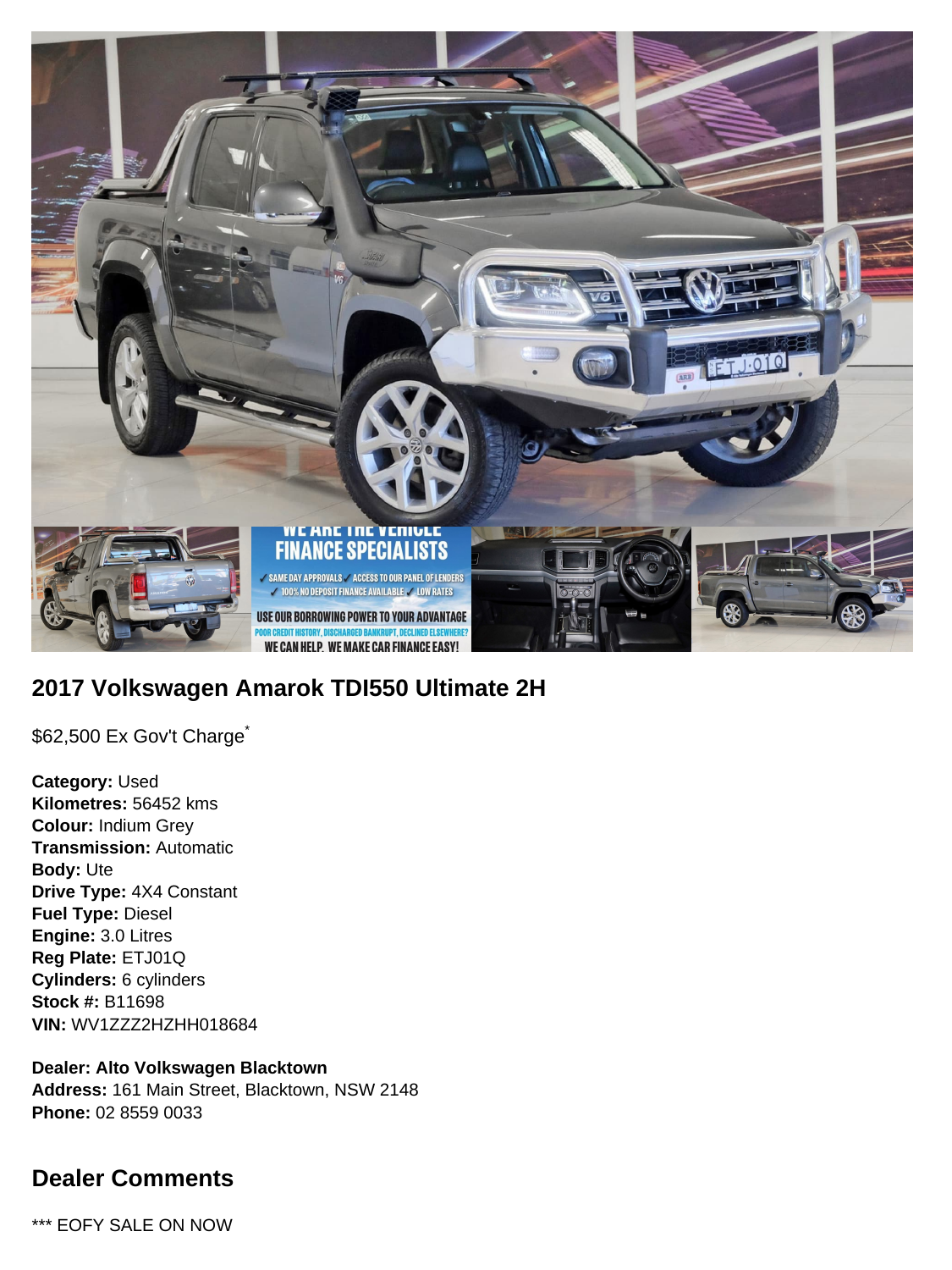## 2017 Volkswagen Amarok TDI550 Ultimate 2H

$62,500 Ex Gov't Charge*

**Category:** Used
**Kilometres:** 56452 kms
**Colour:** Indium Grey
**Transmission:** Automatic
**Body:** Ute
**Drive Type:** 4X4 Constant
**Fuel Type:** Diesel
**Engine:** 3.0 Litres
**Reg Plate:** ETJ01Q
**Cylinders:** 6 cylinders
**Stock #:** B11698
**VIN:** WV1ZZZ2HZHH018684

**Dealer: Alto Volkswagen Blacktown**
**Address:** 161 Main Street, Blacktown, NSW 2148
**Phone:** 02 8559 0033

## Dealer Comments

*** EOFY SALE ON NOW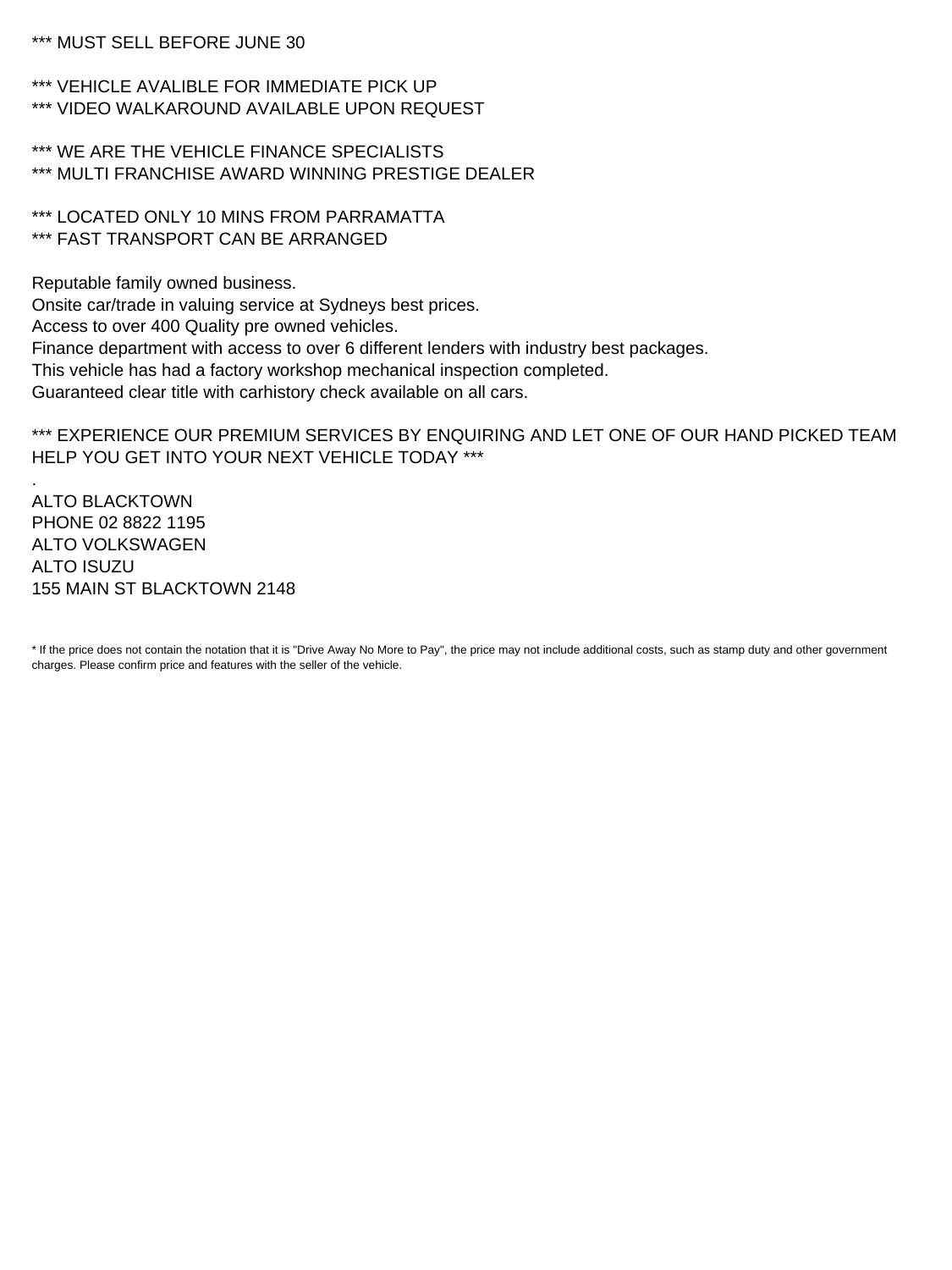*** MUST SELL BEFORE JUNE 30

*** VEHICLE AVALIBLE FOR IMMEDIATE PICK UP
*** VIDEO WALKAROUND AVAILABLE UPON REQUEST

*** WE ARE THE VEHICLE FINANCE SPECIALISTS
*** MULTI FRANCHISE AWARD WINNING PRESTIGE DEALER

*** LOCATED ONLY 10 MINS FROM PARRAMATTA
*** FAST TRANSPORT CAN BE ARRANGED

Reputable family owned business.
Onsite car/trade in valuing service at Sydneys best prices.
Access to over 400 Quality pre owned vehicles.
Finance department with access to over 6 different lenders with industry best packages.
This vehicle has had a factory workshop mechanical inspection completed.
Guaranteed clear title with carhistory check available on all cars.

*** EXPERIENCE OUR PREMIUM SERVICES BY ENQUIRING AND LET ONE OF OUR HAND PICKED TEAM HELP YOU GET INTO YOUR NEXT VEHICLE TODAY ***

.
ALTO BLACKTOWN
PHONE 02 8822 1195
ALTO VOLKSWAGEN
ALTO ISUZU
155 MAIN ST BLACKTOWN 2148

* If the price does not contain the notation that it is "Drive Away No More to Pay", the price may not include additional costs, such as stamp duty and other government charges. Please confirm price and features with the seller of the vehicle.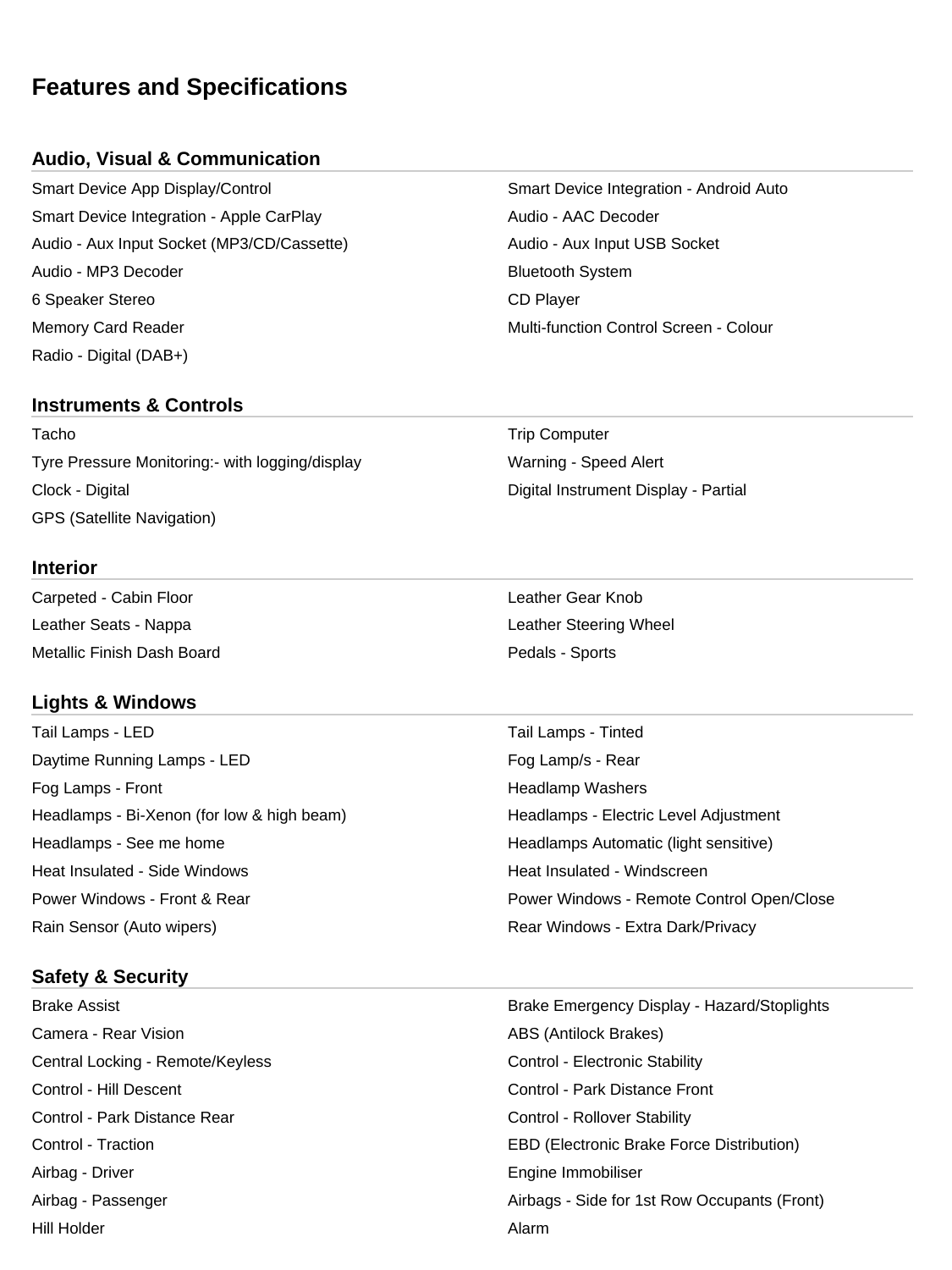# Features and Specifications

## Audio, Visual & Communication

- Smart Device App Display/Control
- Smart Device Integration - Android Auto
- Smart Device Integration - Apple CarPlay
- Audio - AAC Decoder
- Audio - Aux Input Socket (MP3/CD/Cassette)
- Audio - Aux Input USB Socket
- Audio - MP3 Decoder
- Bluetooth System
- 6 Speaker Stereo
- CD Player
- Memory Card Reader
- Multi-function Control Screen - Colour
- Radio - Digital (DAB+)

## Instruments & Controls

- Tacho
- Trip Computer
- Tyre Pressure Monitoring:- with logging/display
- Warning - Speed Alert
- Clock - Digital
- Digital Instrument Display - Partial
- GPS (Satellite Navigation)

## Interior

- Carpeted - Cabin Floor
- Leather Gear Knob
- Leather Seats - Nappa
- Leather Steering Wheel
- Metallic Finish Dash Board
- Pedals - Sports

## Lights & Windows

- Tail Lamps - LED
- Tail Lamps - Tinted
- Daytime Running Lamps - LED
- Fog Lamp/s - Rear
- Fog Lamps - Front
- Headlamp Washers
- Headlamps - Bi-Xenon (for low & high beam)
- Headlamps - Electric Level Adjustment
- Headlamps - See me home
- Headlamps Automatic (light sensitive)
- Heat Insulated - Side Windows
- Heat Insulated - Windscreen
- Power Windows - Front & Rear
- Power Windows - Remote Control Open/Close
- Rain Sensor (Auto wipers)
- Rear Windows - Extra Dark/Privacy

## Safety & Security

- Brake Assist
- Brake Emergency Display - Hazard/Stoplights
- Camera - Rear Vision
- ABS (Antilock Brakes)
- Central Locking - Remote/Keyless
- Control - Electronic Stability
- Control - Hill Descent
- Control - Park Distance Front
- Control - Park Distance Rear
- Control - Rollover Stability
- Control - Traction
- EBD (Electronic Brake Force Distribution)
- Airbag - Driver
- Engine Immobiliser
- Airbag - Passenger
- Airbags - Side for 1st Row Occupants (Front)
- Hill Holder
- Alarm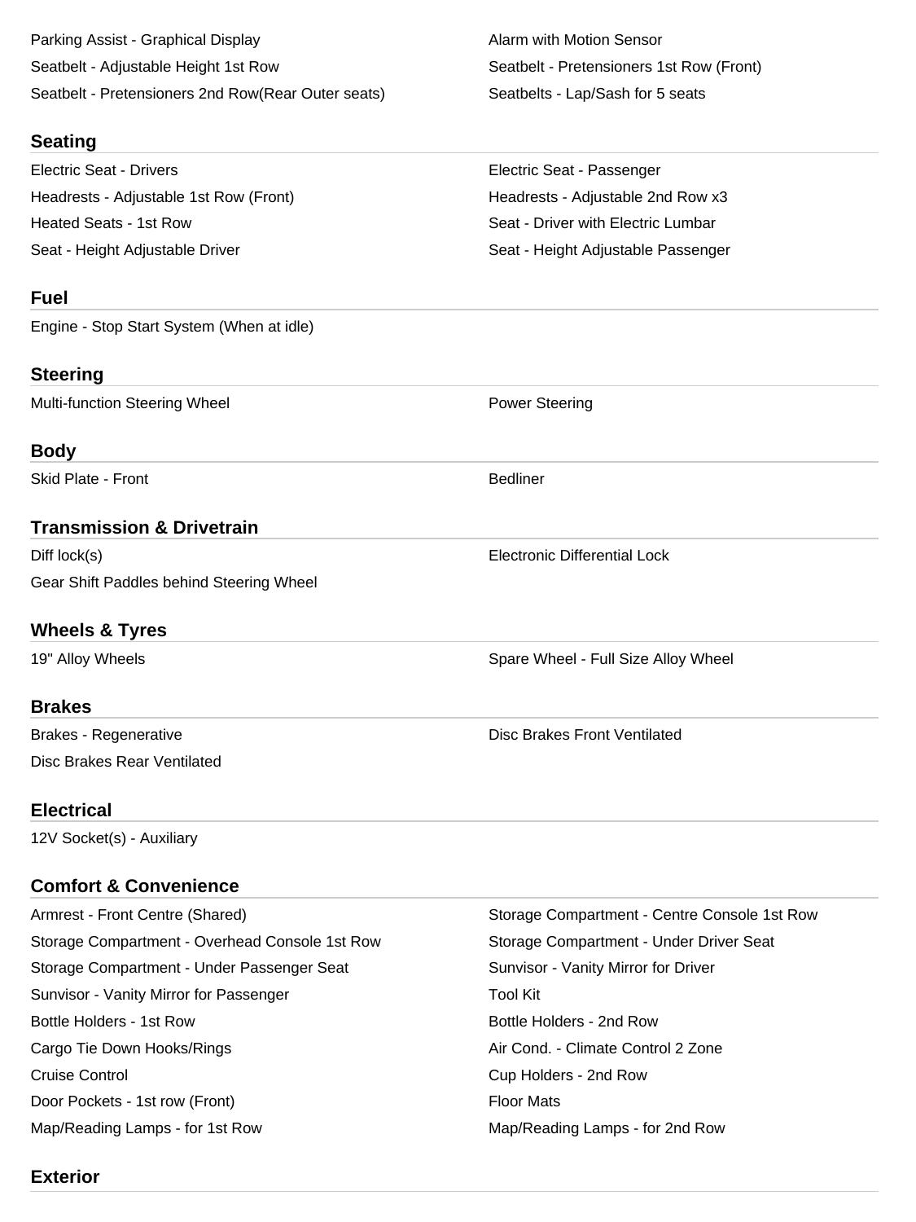- Parking Assist - Graphical Display
- Alarm with Motion Sensor
- Seatbelt - Adjustable Height 1st Row
- Seatbelt - Pretensioners 1st Row (Front)
- Seatbelt - Pretensioners 2nd Row(Rear Outer seats)
- Seatbelts - Lap/Sash for 5 seats

## Seating

- Electric Seat - Drivers
- Electric Seat - Passenger
- Headrests - Adjustable 1st Row (Front)
- Headrests - Adjustable 2nd Row x3
- Heated Seats - 1st Row
- Seat - Driver with Electric Lumbar
- Seat - Height Adjustable Driver
- Seat - Height Adjustable Passenger

## Fuel

- Engine - Stop Start System (When at idle)

## Steering

- Multi-function Steering Wheel
- Power Steering

## Body

- Skid Plate - Front
- Bedliner

## Transmission & Drivetrain

- Diff lock(s)
- Electronic Differential Lock
- Gear Shift Paddles behind Steering Wheel

## Wheels & Tyres

- 19" Alloy Wheels
- Spare Wheel - Full Size Alloy Wheel

## Brakes

- Brakes - Regenerative
- Disc Brakes Front Ventilated
- Disc Brakes Rear Ventilated

## Electrical

- 12V Socket(s) - Auxiliary

## Comfort & Convenience

- Armrest - Front Centre (Shared)
- Storage Compartment - Centre Console 1st Row
- Storage Compartment - Overhead Console 1st Row
- Storage Compartment - Under Driver Seat
- Storage Compartment - Under Passenger Seat
- Sunvisor - Vanity Mirror for Driver
- Sunvisor - Vanity Mirror for Passenger
- Tool Kit
- Bottle Holders - 1st Row
- Bottle Holders - 2nd Row
- Cargo Tie Down Hooks/Rings
- Air Cond. - Climate Control 2 Zone
- Cruise Control
- Cup Holders - 2nd Row
- Door Pockets - 1st row (Front)
- Floor Mats
- Map/Reading Lamps - for 1st Row
- Map/Reading Lamps - for 2nd Row

## Exterior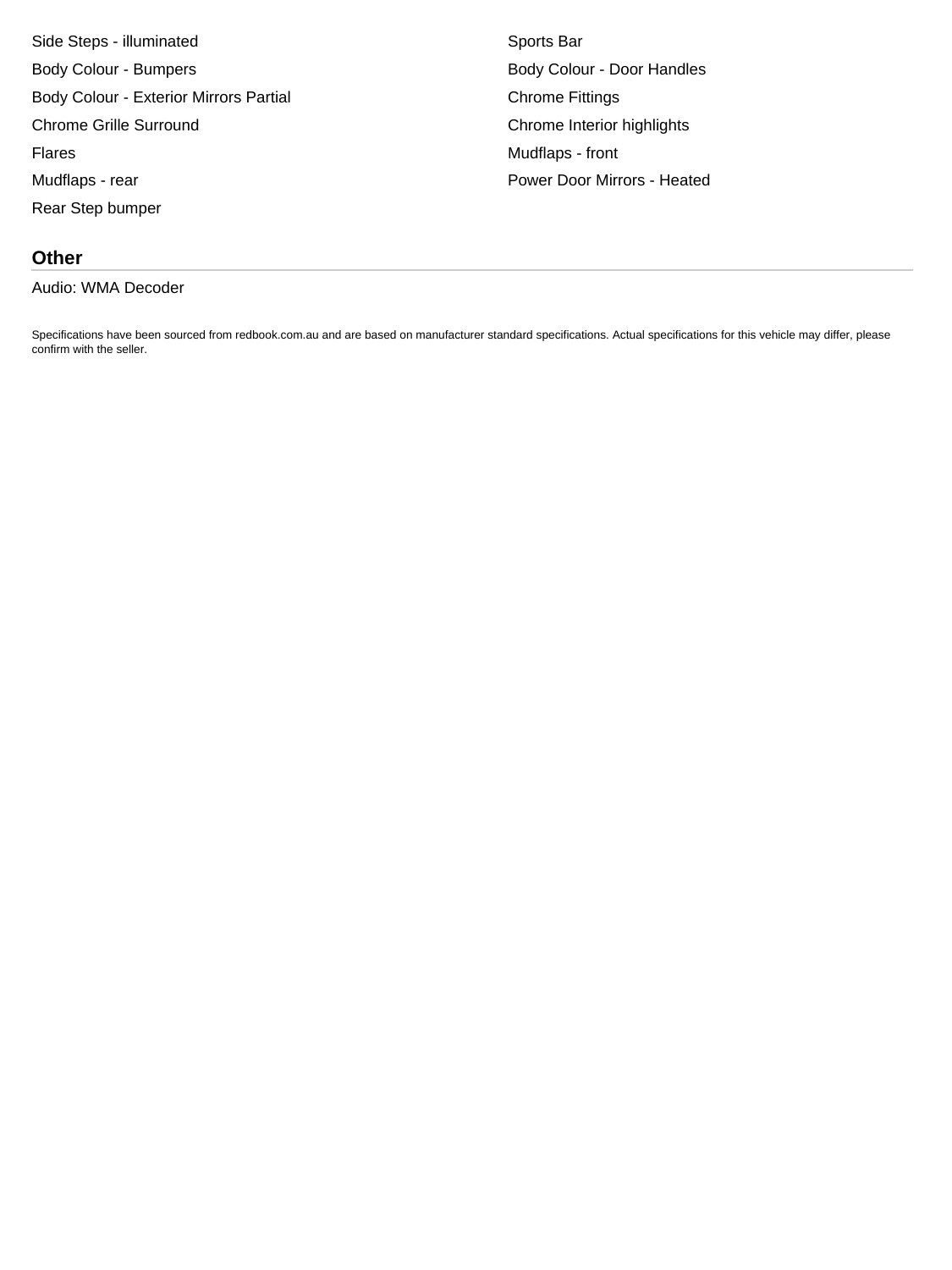- Side Steps - illuminated
- Sports Bar
- Body Colour - Bumpers
- Body Colour - Door Handles
- Body Colour - Exterior Mirrors Partial
- Chrome Fittings
- Chrome Grille Surround
- Chrome Interior highlights
- Flares
- Mudflaps - front
- Mudflaps - rear
- Power Door Mirrors - Heated
- Rear Step bumper

## Other

Audio: WMA Decoder

Specifications have been sourced from redbook.com.au and are based on manufacturer standard specifications. Actual specifications for this vehicle may differ, please confirm with the seller.